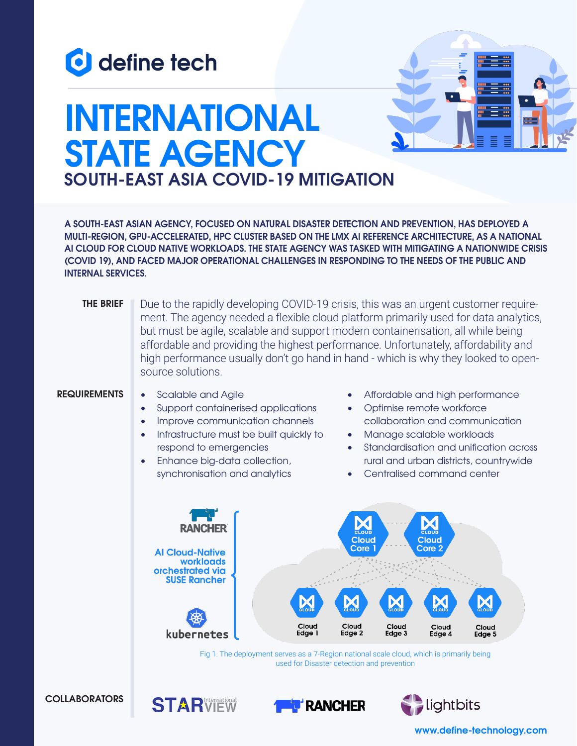define tech

# INTERNATIONAL STATE AGENCY

## SOUTH-EAST ASIA COVID-19 MITIGATION

**A SOUTH-EAST ASIAN AGENCY, FOCUSED ON NATURAL DISASTER DETECTION AND PREVENTION, HAS DEPLOYED A MULTI-REGION, GPU-ACCELERATED, HPC CLUSTER BASED ON THE LMX AI REFERENCE ARCHITECTURE, AS A NATIONAL AI CLOUD FOR CLOUD NATIVE WORKLOADS. THE STATE AGENCY WAS TASKED WITH MITIGATING A NATIONWIDE CRISIS (COVID 19), AND FACED MAJOR OPERATIONAL CHALLENGES IN RESPONDING TO THE NEEDS OF THE PUBLIC AND INTERNAL SERVICES.**

**THE BRIEF**

Due to the rapidly developing COVID-19 crisis, this was an urgent customer requirement. The agency needed a flexible cloud platform primarily used for data analytics, but must be agile, scalable and support modern containerisation, all while being affordable and providing the highest performance. Unfortunately, affordability and high performance usually don't go hand in hand - which is why they looked to open-source solutions.

**REQUIREMENTS**

- Scalable and Agile
- Support containerised applications
- Improve communication channels
- Infrastructure must be built quickly to respond to emergencies
- Enhance big-data collection, synchronisation and analytics
- Affordable and high performance
- Optimise remote workforce collaboration and communication
- Manage scalable workloads
- Standardisation and unification across rural and urban districts, countrywide
- Centralised command center

RANCHER

AI Cloud-Native workloads orchestrated via SUSE Rancher

kubernetes

Cloud Core 1, Cloud Core 2

Cloud Edge 1, Cloud Edge 2, Cloud Edge 3, Cloud Edge 4, Cloud Edge 5

Fig 1. The deployment serves as a 7-Region national scale cloud, which is primarily being used for Disaster detection and prevention

**COLLABORATORS**

STARVIEW International, RANCHER, lightbits

www.define-technology.com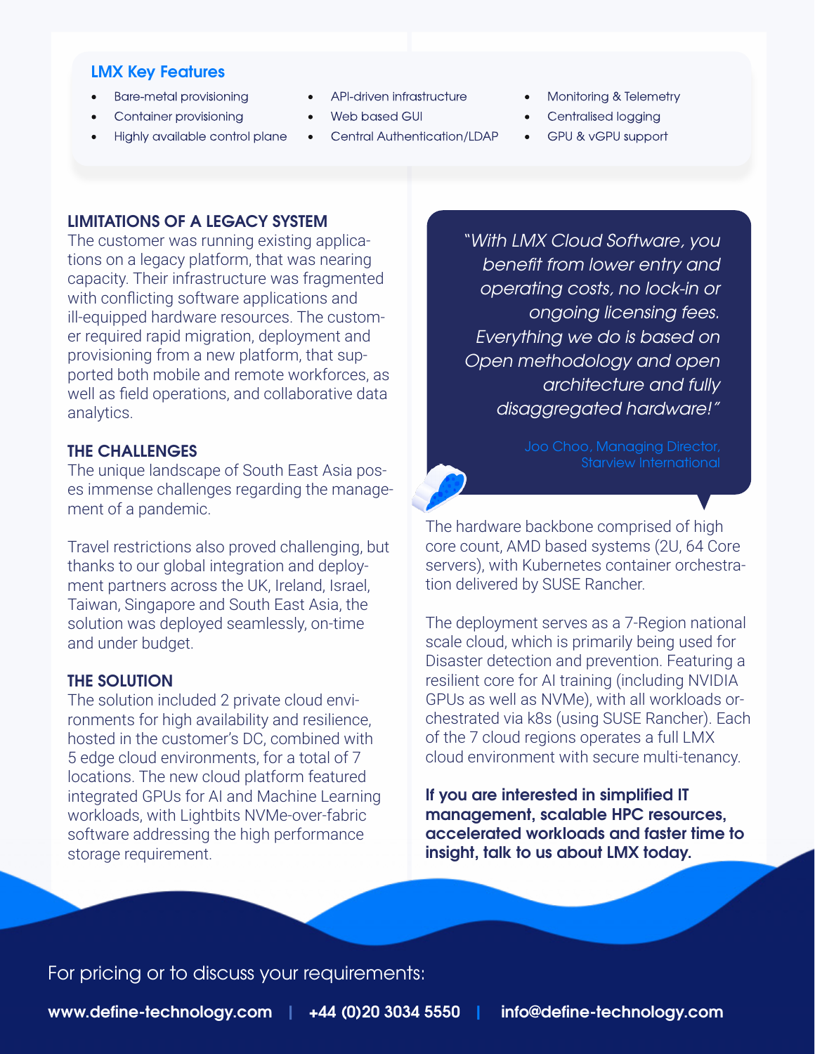## LMX Key Features

- Bare-metal provisioning
- Container provisioning
- Highly available control plane
- API-driven infrastructure
- Web based GUI
- Central Authentication/LDAP
- Monitoring & Telemetry
- Centralised logging
- GPU & vGPU support

### LIMITATIONS OF A LEGACY SYSTEM

The customer was running existing applications on a legacy platform, that was nearing capacity. Their infrastructure was fragmented with conflicting software applications and ill-equipped hardware resources. The customer required rapid migration, deployment and provisioning from a new platform, that supported both mobile and remote workforces, as well as field operations, and collaborative data analytics.

### THE CHALLENGES

The unique landscape of South East Asia poses immense challenges regarding the management of a pandemic.

Travel restrictions also proved challenging, but thanks to our global integration and deployment partners across the UK, Ireland, Israel, Taiwan, Singapore and South East Asia, the solution was deployed seamlessly, on-time and under budget.

### THE SOLUTION

The solution included 2 private cloud environments for high availability and resilience, hosted in the customer's DC, combined with 5 edge cloud environments, for a total of 7 locations. The new cloud platform featured integrated GPUs for AI and Machine Learning workloads, with Lightbits NVMe-over-fabric software addressing the high performance storage requirement.

> *"With LMX Cloud Software, you benefit from lower entry and operating costs, no lock-in or ongoing licensing fees. Everything we do is based on Open methodology and open architecture and fully disaggregated hardware!"*
>
> Joo Choo, Managing Director, Starview International

The hardware backbone comprised of high core count, AMD based systems (2U, 64 Core servers), with Kubernetes container orchestration delivered by SUSE Rancher.

The deployment serves as a 7-Region national scale cloud, which is primarily being used for Disaster detection and prevention. Featuring a resilient core for AI training (including NVIDIA GPUs as well as NVMe), with all workloads orchestrated via k8s (using SUSE Rancher). Each of the 7 cloud regions operates a full LMX cloud environment with secure multi-tenancy.

**If you are interested in simplified IT management, scalable HPC resources, accelerated workloads and faster time to insight, talk to us about LMX today.**

For pricing or to discuss your requirements:

**www.define-technology.com | +44 (0)20 3034 5550 | info@define-technology.com**